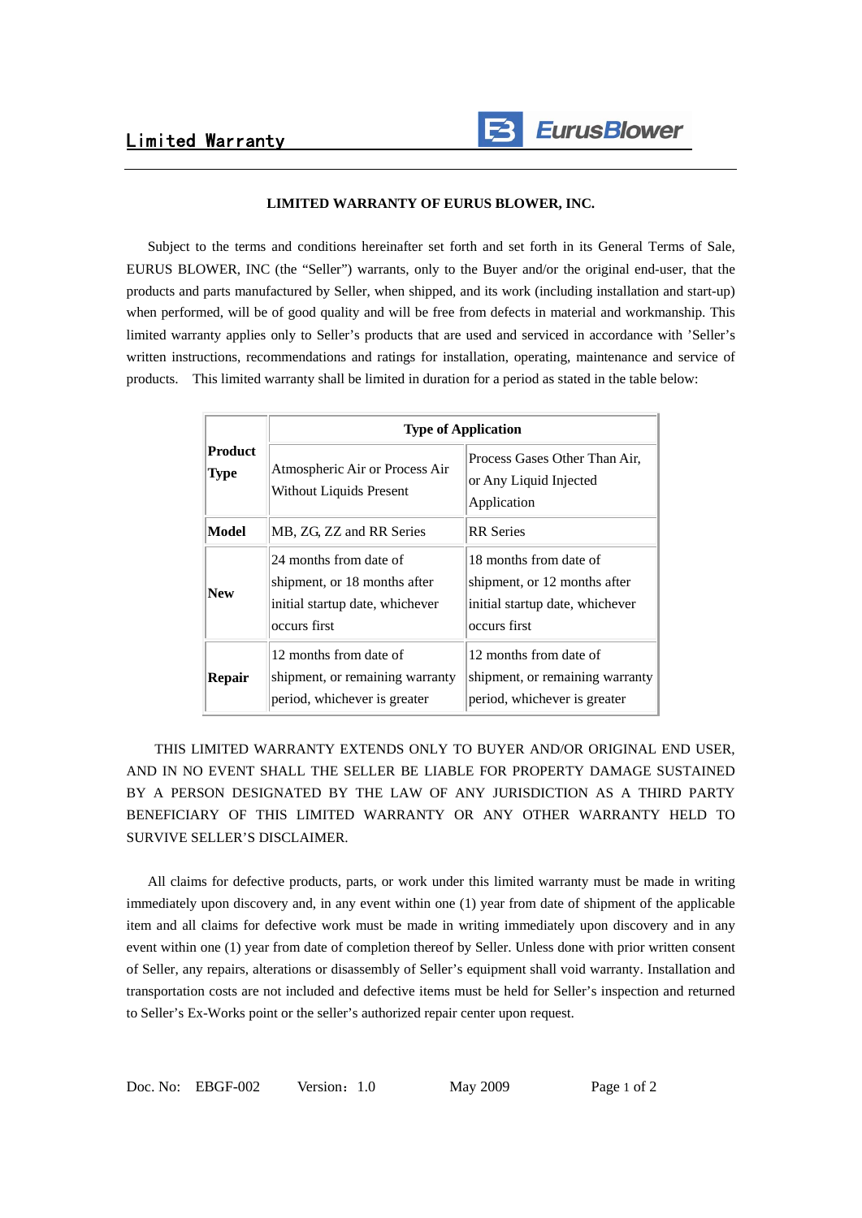# Limited Warranty

**LIMITED WARRANTY OF EURUS BLOWER, INC.**

Subject to the terms and conditions hereinafter set forth and set forth in its General Terms of Sale, EURUS BLOWER, INC (the "Seller") warrants, only to the Buyer and/or the original end-user, that the products and parts manufactured by Seller, when shipped, and its work (including installation and start-up) when performed, will be of good quality and will be free from defects in material and workmanship. This limited warranty applies only to Seller's products that are used and serviced in accordance with 'Seller's written instructions, recommendations and ratings for installation, operating, maintenance and service of products. This limited warranty shall be limited in duration for a period as stated in the table below:

| **Product Type** | **Type of Application** | |
|---|---|---|
| | Atmospheric Air or Process Air Without Liquids Present | Process Gases Other Than Air, or Any Liquid Injected Application |
| **Model** | MB, ZG, ZZ and RR Series | RR Series |
| **New** | 24 months from date of shipment, or 18 months after initial startup date, whichever occurs first | 18 months from date of shipment, or 12 months after initial startup date, whichever occurs first |
| **Repair** | 12 months from date of shipment, or remaining warranty period, whichever is greater | 12 months from date of shipment, or remaining warranty period, whichever is greater |

THIS LIMITED WARRANTY EXTENDS ONLY TO BUYER AND/OR ORIGINAL END USER, AND IN NO EVENT SHALL THE SELLER BE LIABLE FOR PROPERTY DAMAGE SUSTAINED BY A PERSON DESIGNATED BY THE LAW OF ANY JURISDICTION AS A THIRD PARTY BENEFICIARY OF THIS LIMITED WARRANTY OR ANY OTHER WARRANTY HELD TO SURVIVE SELLER'S DISCLAIMER.

All claims for defective products, parts, or work under this limited warranty must be made in writing immediately upon discovery and, in any event within one (1) year from date of shipment of the applicable item and all claims for defective work must be made in writing immediately upon discovery and in any event within one (1) year from date of completion thereof by Seller. Unless done with prior written consent of Seller, any repairs, alterations or disassembly of Seller's equipment shall void warranty. Installation and transportation costs are not included and defective items must be held for Seller's inspection and returned to Seller's Ex-Works point or the seller's authorized repair center upon request.

Doc. No: EBGF-002 Version：1.0 May 2009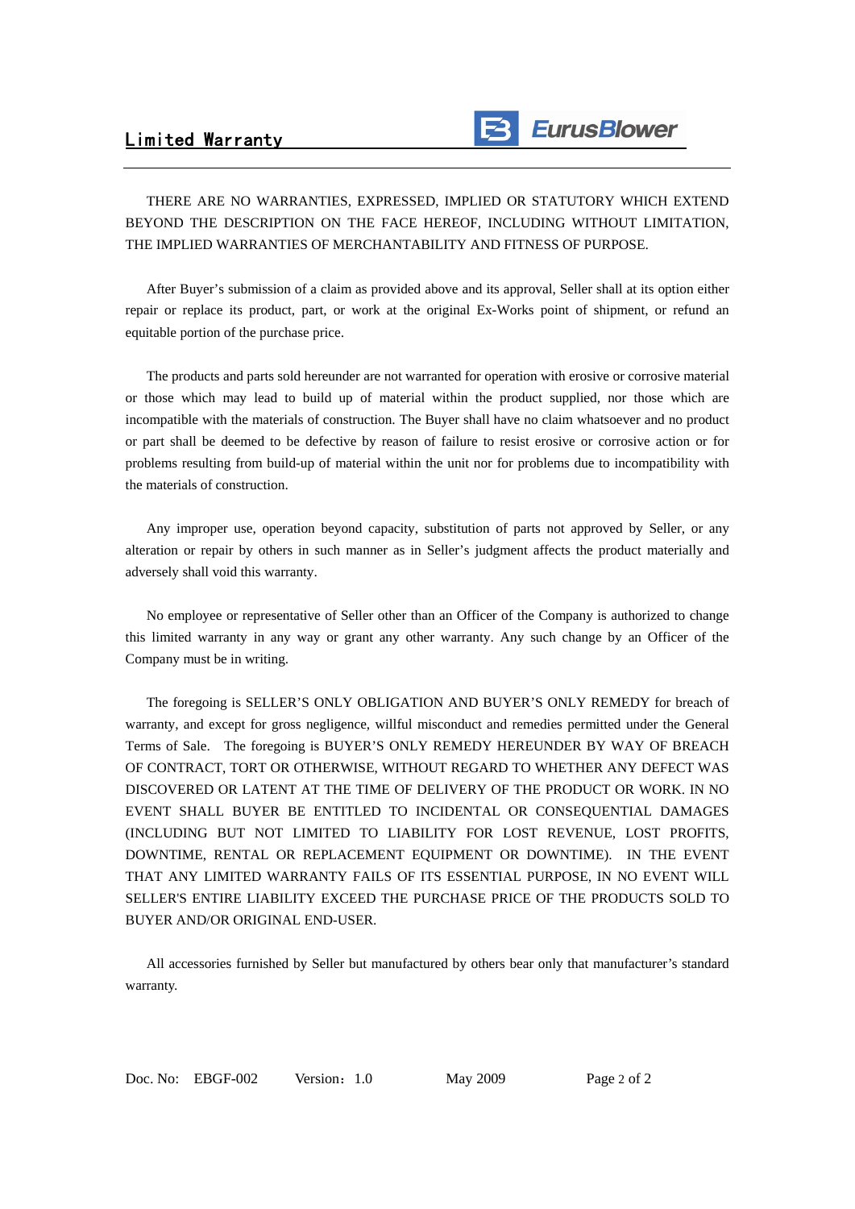## Limited Warranty

THERE ARE NO WARRANTIES, EXPRESSED, IMPLIED OR STATUTORY WHICH EXTEND BEYOND THE DESCRIPTION ON THE FACE HEREOF, INCLUDING WITHOUT LIMITATION, THE IMPLIED WARRANTIES OF MERCHANTABILITY AND FITNESS OF PURPOSE.

After Buyer's submission of a claim as provided above and its approval, Seller shall at its option either repair or replace its product, part, or work at the original Ex-Works point of shipment, or refund an equitable portion of the purchase price.

The products and parts sold hereunder are not warranted for operation with erosive or corrosive material or those which may lead to build up of material within the product supplied, nor those which are incompatible with the materials of construction. The Buyer shall have no claim whatsoever and no product or part shall be deemed to be defective by reason of failure to resist erosive or corrosive action or for problems resulting from build-up of material within the unit nor for problems due to incompatibility with the materials of construction.

Any improper use, operation beyond capacity, substitution of parts not approved by Seller, or any alteration or repair by others in such manner as in Seller's judgment affects the product materially and adversely shall void this warranty.

No employee or representative of Seller other than an Officer of the Company is authorized to change this limited warranty in any way or grant any other warranty. Any such change by an Officer of the Company must be in writing.

The foregoing is SELLER'S ONLY OBLIGATION AND BUYER'S ONLY REMEDY for breach of warranty, and except for gross negligence, willful misconduct and remedies permitted under the General Terms of Sale. The foregoing is BUYER'S ONLY REMEDY HEREUNDER BY WAY OF BREACH OF CONTRACT, TORT OR OTHERWISE, WITHOUT REGARD TO WHETHER ANY DEFECT WAS DISCOVERED OR LATENT AT THE TIME OF DELIVERY OF THE PRODUCT OR WORK. IN NO EVENT SHALL BUYER BE ENTITLED TO INCIDENTAL OR CONSEQUENTIAL DAMAGES (INCLUDING BUT NOT LIMITED TO LIABILITY FOR LOST REVENUE, LOST PROFITS, DOWNTIME, RENTAL OR REPLACEMENT EQUIPMENT OR DOWNTIME). IN THE EVENT THAT ANY LIMITED WARRANTY FAILS OF ITS ESSENTIAL PURPOSE, IN NO EVENT WILL SELLER'S ENTIRE LIABILITY EXCEED THE PURCHASE PRICE OF THE PRODUCTS SOLD TO BUYER AND/OR ORIGINAL END-USER.

All accessories furnished by Seller but manufactured by others bear only that manufacturer's standard warranty.